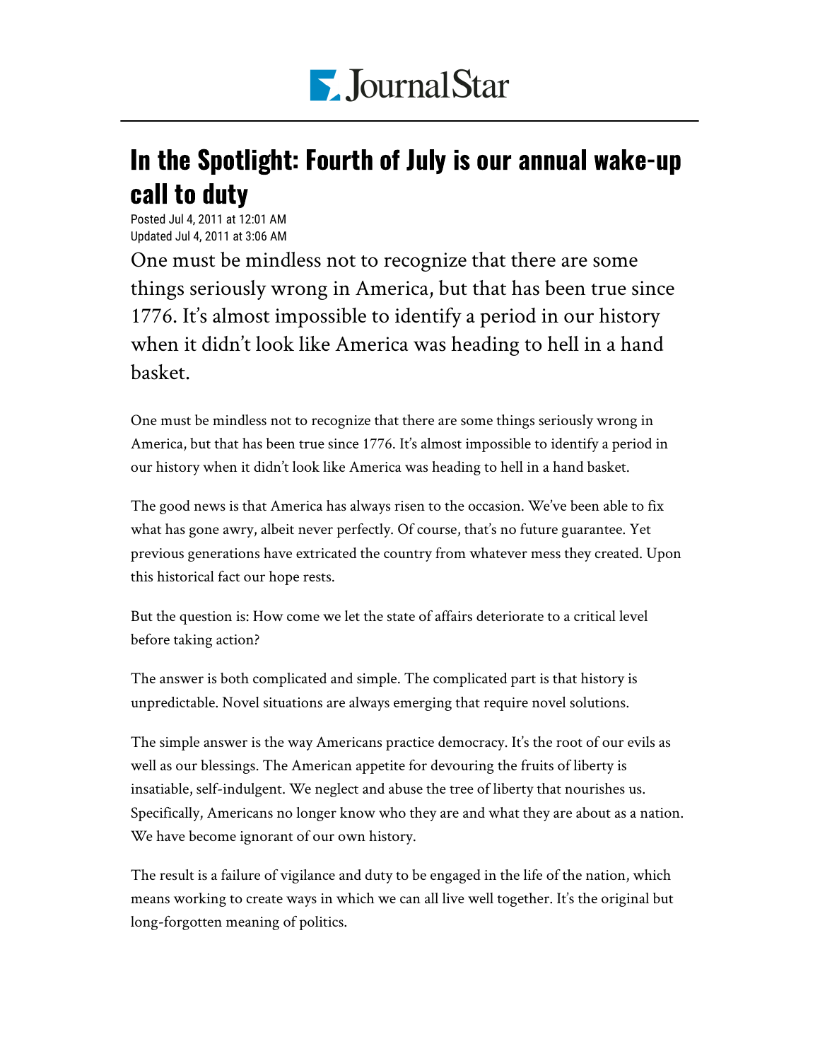# In the Spotlight: Fourth of July is our annual wake-up call to duty

Posted Jul 4, 2011 at 12:01 AM
Updated Jul 4, 2011 at 3:06 AM

One must be mindless not to recognize that there are some things seriously wrong in America, but that has been true since 1776. It's almost impossible to identify a period in our history when it didn't look like America was heading to hell in a hand basket.

One must be mindless not to recognize that there are some things seriously wrong in America, but that has been true since 1776. It's almost impossible to identify a period in our history when it didn't look like America was heading to hell in a hand basket.

The good news is that America has always risen to the occasion. We've been able to fix what has gone awry, albeit never perfectly. Of course, that's no future guarantee. Yet previous generations have extricated the country from whatever mess they created. Upon this historical fact our hope rests.

But the question is: How come we let the state of affairs deteriorate to a critical level before taking action?

The answer is both complicated and simple. The complicated part is that history is unpredictable. Novel situations are always emerging that require novel solutions.

The simple answer is the way Americans practice democracy. It's the root of our evils as well as our blessings. The American appetite for devouring the fruits of liberty is insatiable, self-indulgent. We neglect and abuse the tree of liberty that nourishes us. Specifically, Americans no longer know who they are and what they are about as a nation. We have become ignorant of our own history.

The result is a failure of vigilance and duty to be engaged in the life of the nation, which means working to create ways in which we can all live well together. It's the original but long-forgotten meaning of politics.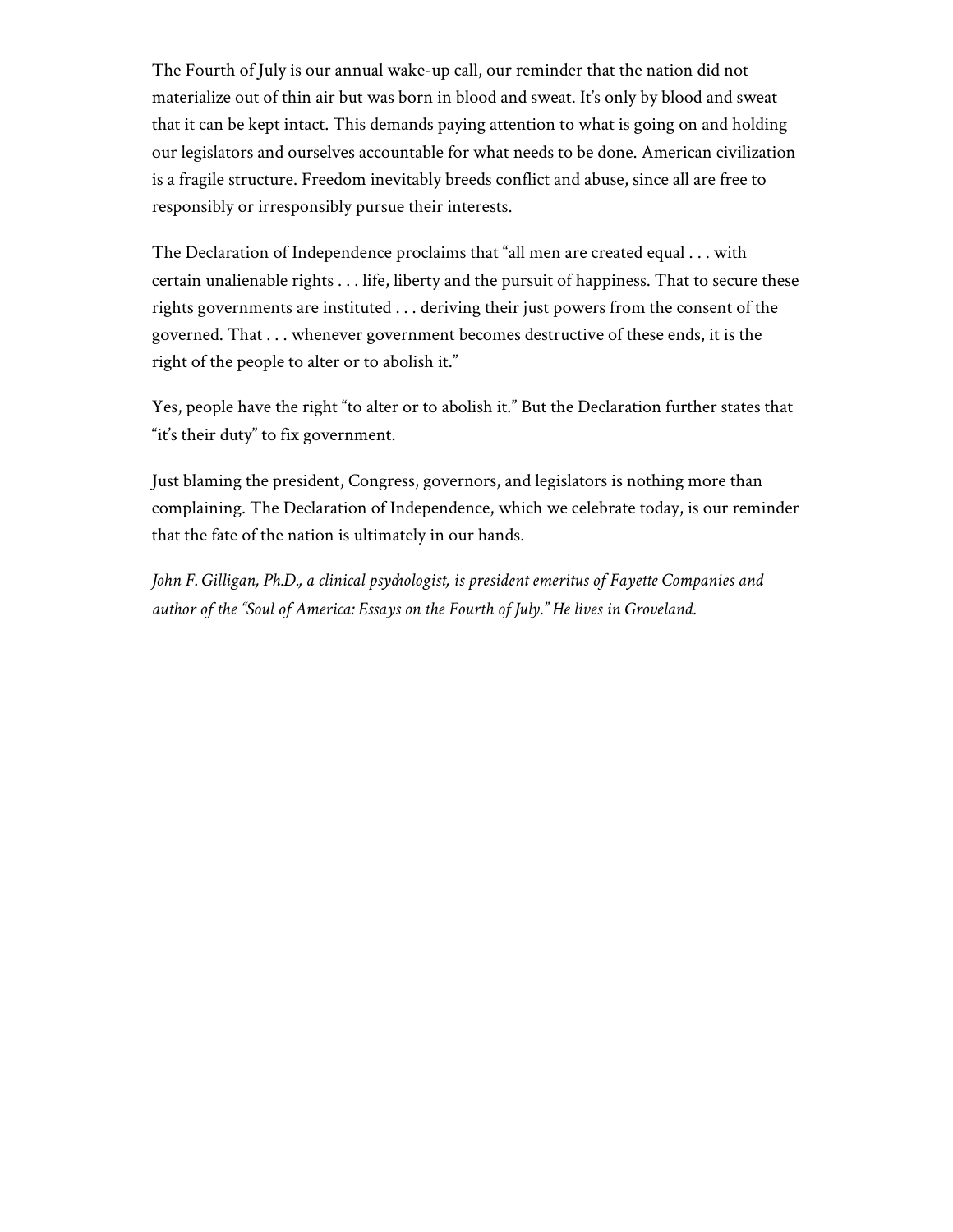The Fourth of July is our annual wake-up call, our reminder that the nation did not materialize out of thin air but was born in blood and sweat. It's only by blood and sweat that it can be kept intact. This demands paying attention to what is going on and holding our legislators and ourselves accountable for what needs to be done. American civilization is a fragile structure. Freedom inevitably breeds conflict and abuse, since all are free to responsibly or irresponsibly pursue their interests.

The Declaration of Independence proclaims that "all men are created equal . . . with certain unalienable rights . . . life, liberty and the pursuit of happiness. That to secure these rights governments are instituted . . . deriving their just powers from the consent of the governed. That . . . whenever government becomes destructive of these ends, it is the right of the people to alter or to abolish it."

Yes, people have the right "to alter or to abolish it." But the Declaration further states that "it's their duty" to fix government.

Just blaming the president, Congress, governors, and legislators is nothing more than complaining. The Declaration of Independence, which we celebrate today, is our reminder that the fate of the nation is ultimately in our hands.

*John F. Gilligan, Ph.D., a clinical psychologist, is president emeritus of Fayette Companies and author of the "Soul of America: Essays on the Fourth of July." He lives in Groveland.*